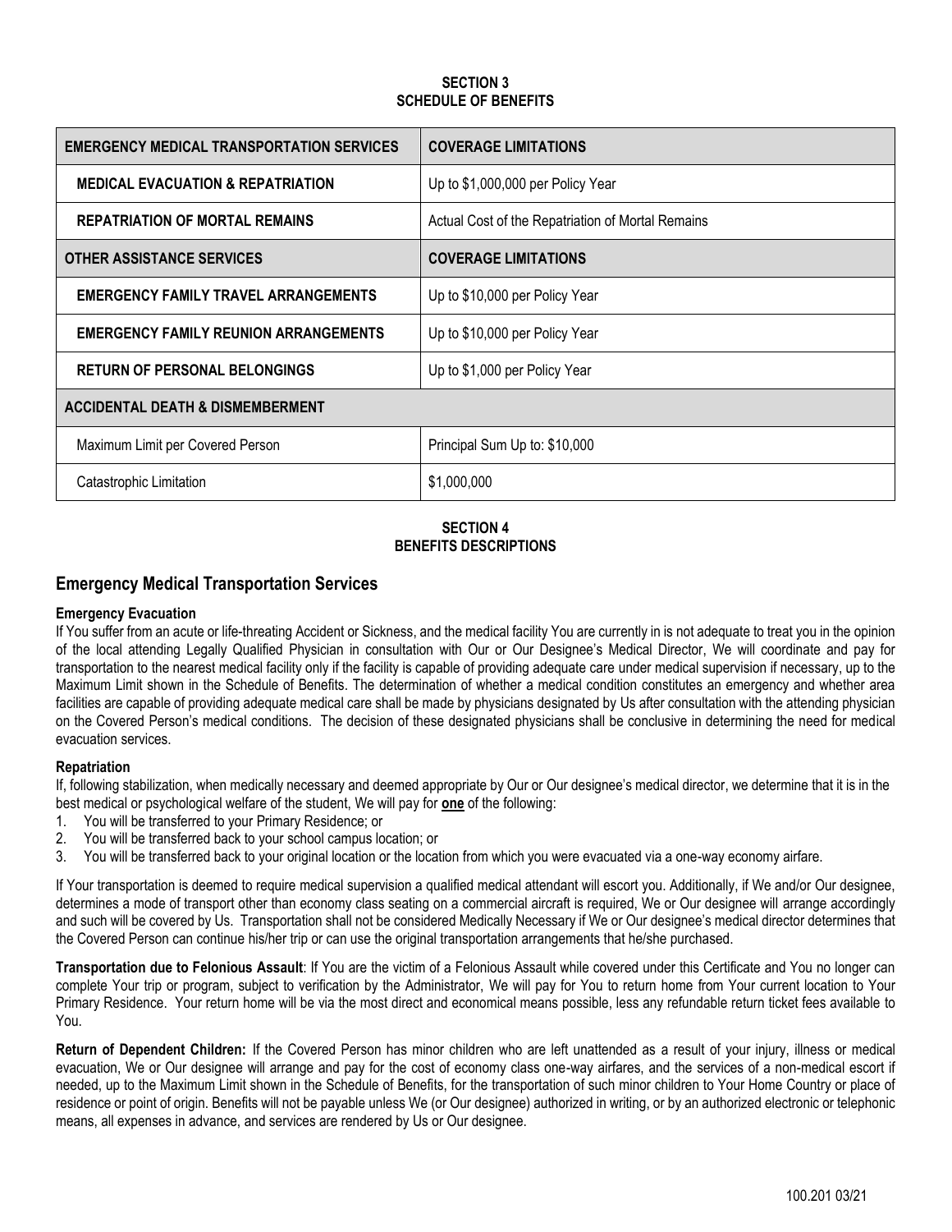## SECTION 3
## SCHEDULE OF BENEFITS

| EMERGENCY MEDICAL TRANSPORTATION SERVICES | COVERAGE LIMITATIONS |
|---|---|
| **MEDICAL EVACUATION & REPATRIATION** | Up to $1,000,000 per Policy Year |
| **REPATRIATION OF MORTAL REMAINS** | Actual Cost of the Repatriation of Mortal Remains |
| **OTHER ASSISTANCE SERVICES** | **COVERAGE LIMITATIONS** |
| **EMERGENCY FAMILY TRAVEL ARRANGEMENTS** | Up to $10,000 per Policy Year |
| **EMERGENCY FAMILY REUNION ARRANGEMENTS** | Up to $10,000 per Policy Year |
| **RETURN OF PERSONAL BELONGINGS** | Up to $1,000 per Policy Year |
| **ACCIDENTAL DEATH & DISMEMBERMENT** | |
| Maximum Limit per Covered Person | Principal Sum Up to: $10,000 |
| Catastrophic Limitation | $1,000,000 |

## SECTION 4
## BENEFITS DESCRIPTIONS

# Emergency Medical Transportation Services

**Emergency Evacuation**

If You suffer from an acute or life-threating Accident or Sickness, and the medical facility You are currently in is not adequate to treat you in the opinion of the local attending Legally Qualified Physician in consultation with Our or Our Designee's Medical Director, We will coordinate and pay for transportation to the nearest medical facility only if the facility is capable of providing adequate care under medical supervision if necessary, up to the Maximum Limit shown in the Schedule of Benefits. The determination of whether a medical condition constitutes an emergency and whether area facilities are capable of providing adequate medical care shall be made by physicians designated by Us after consultation with the attending physician on the Covered Person's medical conditions. The decision of these designated physicians shall be conclusive in determining the need for medical evacuation services.

**Repatriation**

If, following stabilization, when medically necessary and deemed appropriate by Our or Our designee's medical director, we determine that it is in the best medical or psychological welfare of the student, We will pay for **one** of the following:

1. You will be transferred to your Primary Residence; or
2. You will be transferred back to your school campus location; or
3. You will be transferred back to your original location or the location from which you were evacuated via a one-way economy airfare.

If Your transportation is deemed to require medical supervision a qualified medical attendant will escort you. Additionally, if We and/or Our designee, determines a mode of transport other than economy class seating on a commercial aircraft is required, We or Our designee will arrange accordingly and such will be covered by Us. Transportation shall not be considered Medically Necessary if We or Our designee's medical director determines that the Covered Person can continue his/her trip or can use the original transportation arrangements that he/she purchased.

**Transportation due to Felonious Assault**: If You are the victim of a Felonious Assault while covered under this Certificate and You no longer can complete Your trip or program, subject to verification by the Administrator, We will pay for You to return home from Your current location to Your Primary Residence. Your return home will be via the most direct and economical means possible, less any refundable return ticket fees available to You.

**Return of Dependent Children:** If the Covered Person has minor children who are left unattended as a result of your injury, illness or medical evacuation, We or Our designee will arrange and pay for the cost of economy class one-way airfares, and the services of a non-medical escort if needed, up to the Maximum Limit shown in the Schedule of Benefits, for the transportation of such minor children to Your Home Country or place of residence or point of origin. Benefits will not be payable unless We (or Our designee) authorized in writing, or by an authorized electronic or telephonic means, all expenses in advance, and services are rendered by Us or Our designee.

100.201 03/21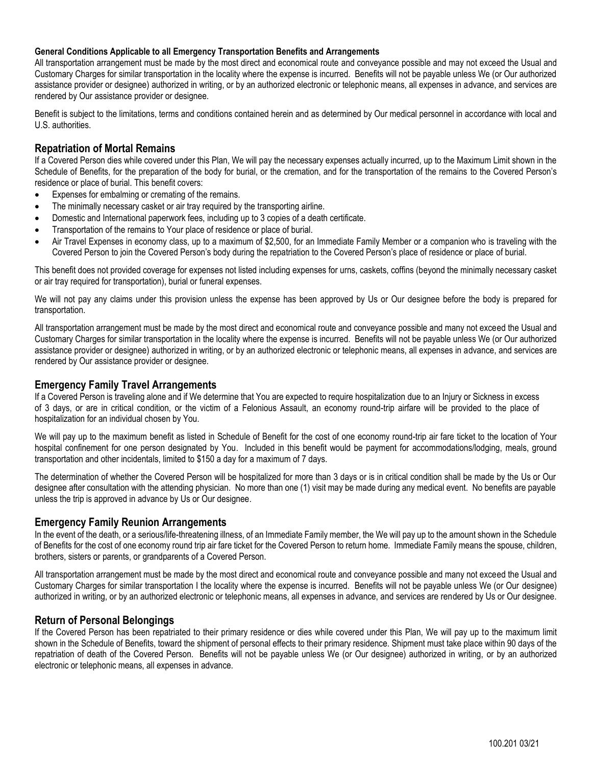**General Conditions Applicable to all Emergency Transportation Benefits and Arrangements**

All transportation arrangement must be made by the most direct and economical route and conveyance possible and may not exceed the Usual and Customary Charges for similar transportation in the locality where the expense is incurred. Benefits will not be payable unless We (or Our authorized assistance provider or designee) authorized in writing, or by an authorized electronic or telephonic means, all expenses in advance, and services are rendered by Our assistance provider or designee.

Benefit is subject to the limitations, terms and conditions contained herein and as determined by Our medical personnel in accordance with local and U.S. authorities.

## Repatriation of Mortal Remains

If a Covered Person dies while covered under this Plan, We will pay the necessary expenses actually incurred, up to the Maximum Limit shown in the Schedule of Benefits, for the preparation of the body for burial, or the cremation, and for the transportation of the remains to the Covered Person's residence or place of burial. This benefit covers:

- Expenses for embalming or cremating of the remains.
- The minimally necessary casket or air tray required by the transporting airline.
- Domestic and International paperwork fees, including up to 3 copies of a death certificate.
- Transportation of the remains to Your place of residence or place of burial.
- Air Travel Expenses in economy class, up to a maximum of $2,500, for an Immediate Family Member or a companion who is traveling with the Covered Person to join the Covered Person's body during the repatriation to the Covered Person's place of residence or place of burial.

This benefit does not provided coverage for expenses not listed including expenses for urns, caskets, coffins (beyond the minimally necessary casket or air tray required for transportation), burial or funeral expenses.

We will not pay any claims under this provision unless the expense has been approved by Us or Our designee before the body is prepared for transportation.

All transportation arrangement must be made by the most direct and economical route and conveyance possible and many not exceed the Usual and Customary Charges for similar transportation in the locality where the expense is incurred. Benefits will not be payable unless We (or Our authorized assistance provider or designee) authorized in writing, or by an authorized electronic or telephonic means, all expenses in advance, and services are rendered by Our assistance provider or designee.

## Emergency Family Travel Arrangements

If a Covered Person is traveling alone and if We determine that You are expected to require hospitalization due to an Injury or Sickness in excess of 3 days, or are in critical condition, or the victim of a Felonious Assault, an economy round-trip airfare will be provided to the place of hospitalization for an individual chosen by You.

We will pay up to the maximum benefit as listed in Schedule of Benefit for the cost of one economy round-trip air fare ticket to the location of Your hospital confinement for one person designated by You. Included in this benefit would be payment for accommodations/lodging, meals, ground transportation and other incidentals, limited to $150 a day for a maximum of 7 days.

The determination of whether the Covered Person will be hospitalized for more than 3 days or is in critical condition shall be made by the Us or Our designee after consultation with the attending physician. No more than one (1) visit may be made during any medical event. No benefits are payable unless the trip is approved in advance by Us or Our designee.

## Emergency Family Reunion Arrangements

In the event of the death, or a serious/life-threatening illness, of an Immediate Family member, the We will pay up to the amount shown in the Schedule of Benefits for the cost of one economy round trip air fare ticket for the Covered Person to return home. Immediate Family means the spouse, children, brothers, sisters or parents, or grandparents of a Covered Person.

All transportation arrangement must be made by the most direct and economical route and conveyance possible and many not exceed the Usual and Customary Charges for similar transportation I the locality where the expense is incurred. Benefits will not be payable unless We (or Our designee) authorized in writing, or by an authorized electronic or telephonic means, all expenses in advance, and services are rendered by Us or Our designee.

## Return of Personal Belongings

If the Covered Person has been repatriated to their primary residence or dies while covered under this Plan, We will pay up to the maximum limit shown in the Schedule of Benefits, toward the shipment of personal effects to their primary residence. Shipment must take place within 90 days of the repatriation of death of the Covered Person. Benefits will not be payable unless We (or Our designee) authorized in writing, or by an authorized electronic or telephonic means, all expenses in advance.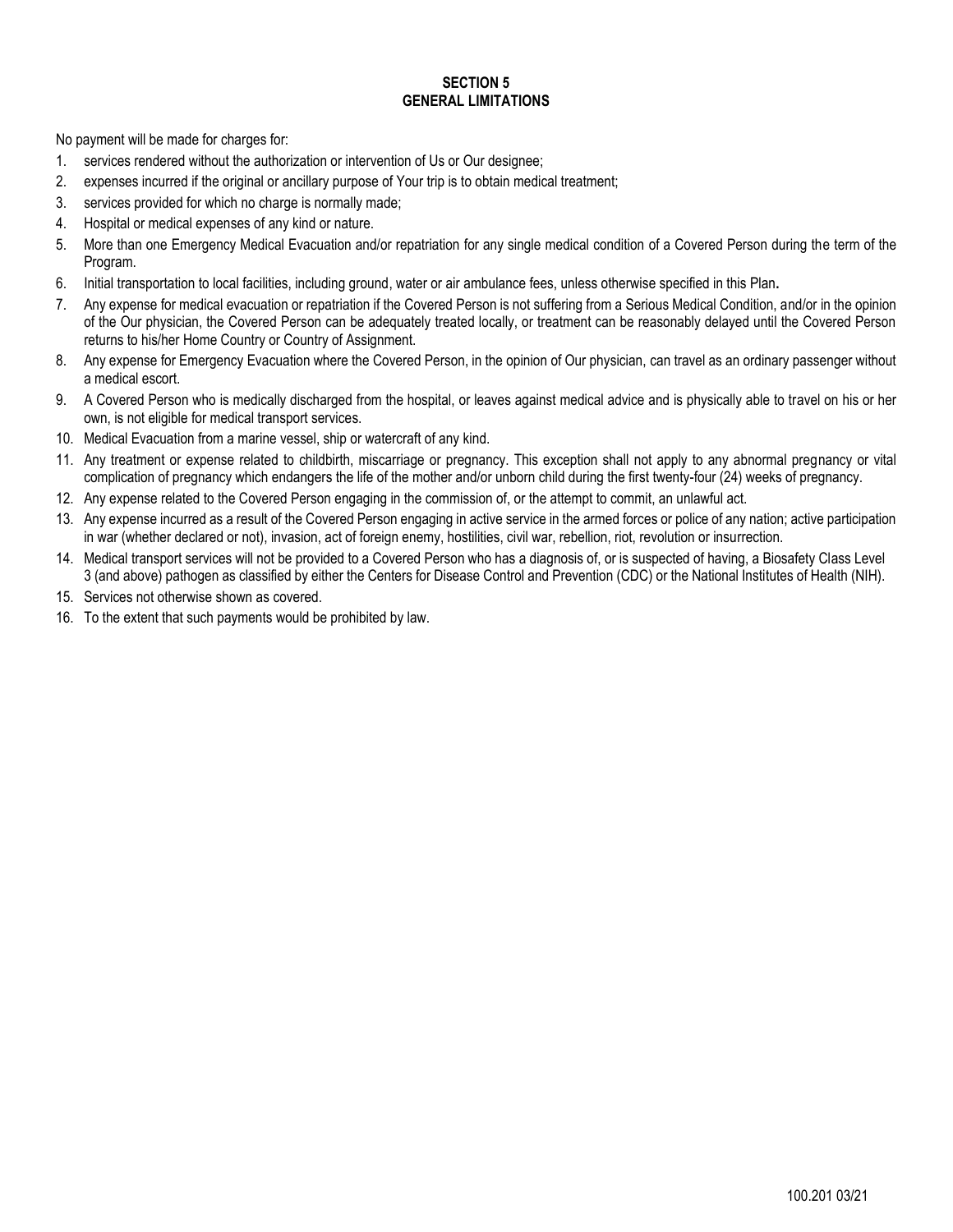## SECTION 5
## GENERAL LIMITATIONS

No payment will be made for charges for:

1. services rendered without the authorization or intervention of Us or Our designee;
2. expenses incurred if the original or ancillary purpose of Your trip is to obtain medical treatment;
3. services provided for which no charge is normally made;
4. Hospital or medical expenses of any kind or nature.
5. More than one Emergency Medical Evacuation and/or repatriation for any single medical condition of a Covered Person during the term of the Program.
6. Initial transportation to local facilities, including ground, water or air ambulance fees, unless otherwise specified in this Plan**.**
7. Any expense for medical evacuation or repatriation if the Covered Person is not suffering from a Serious Medical Condition, and/or in the opinion of the Our physician, the Covered Person can be adequately treated locally, or treatment can be reasonably delayed until the Covered Person returns to his/her Home Country or Country of Assignment.
8. Any expense for Emergency Evacuation where the Covered Person, in the opinion of Our physician, can travel as an ordinary passenger without a medical escort.
9. A Covered Person who is medically discharged from the hospital, or leaves against medical advice and is physically able to travel on his or her own, is not eligible for medical transport services.
10. Medical Evacuation from a marine vessel, ship or watercraft of any kind.
11. Any treatment or expense related to childbirth, miscarriage or pregnancy. This exception shall not apply to any abnormal pregnancy or vital complication of pregnancy which endangers the life of the mother and/or unborn child during the first twenty-four (24) weeks of pregnancy.
12. Any expense related to the Covered Person engaging in the commission of, or the attempt to commit, an unlawful act.
13. Any expense incurred as a result of the Covered Person engaging in active service in the armed forces or police of any nation; active participation in war (whether declared or not), invasion, act of foreign enemy, hostilities, civil war, rebellion, riot, revolution or insurrection.
14. Medical transport services will not be provided to a Covered Person who has a diagnosis of, or is suspected of having, a Biosafety Class Level 3 (and above) pathogen as classified by either the Centers for Disease Control and Prevention (CDC) or the National Institutes of Health (NIH).
15. Services not otherwise shown as covered.
16. To the extent that such payments would be prohibited by law.

100.201 03/21